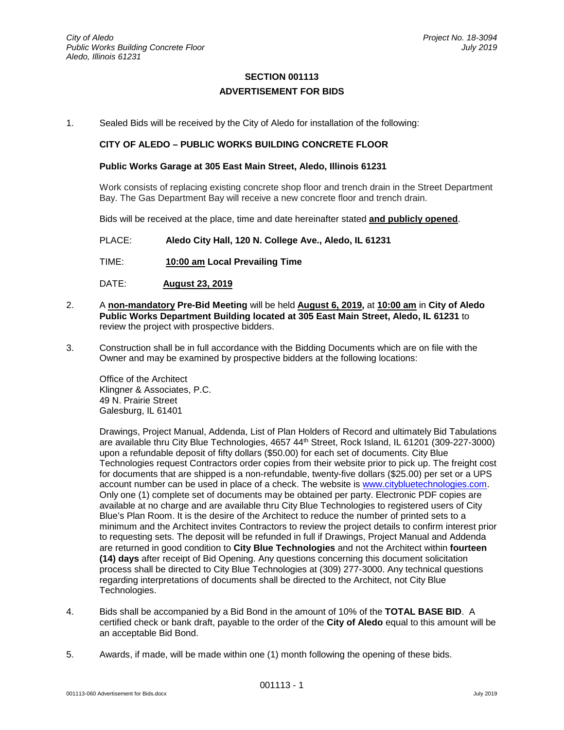# SECTION 001113

## ADVERTISEMENT FOR BIDS

1. Sealed Bids will be received by the City of Aledo for installation of the following:

   **CITY OF ALEDO – PUBLIC WORKS BUILDING CONCRETE FLOOR**

   **Public Works Garage at 305 East Main Street, Aledo, Illinois 61231**

   Work consists of replacing existing concrete shop floor and trench drain in the Street Department Bay. The Gas Department Bay will receive a new concrete floor and trench drain.

   Bids will be received at the place, time and date hereinafter stated **and publicly opened**.

   PLACE: **Aledo City Hall, 120 N. College Ave., Aledo, IL 61231**

   TIME: **10:00 am Local Prevailing Time**

   DATE: **August 23, 2019**

2. A **non-mandatory Pre-Bid Meeting** will be held **August 6, 2019,** at **10:00 am** in **City of Aledo Public Works Department Building located at 305 East Main Street, Aledo, IL 61231** to review the project with prospective bidders.

3. Construction shall be in full accordance with the Bidding Documents which are on file with the Owner and may be examined by prospective bidders at the following locations:

   Office of the Architect
   Klingner & Associates, P.C.
   49 N. Prairie Street
   Galesburg, IL 61401

   Drawings, Project Manual, Addenda, List of Plan Holders of Record and ultimately Bid Tabulations are available thru City Blue Technologies, 4657 44th Street, Rock Island, IL 61201 (309-227-3000) upon a refundable deposit of fifty dollars ($50.00) for each set of documents. City Blue Technologies request Contractors order copies from their website prior to pick up. The freight cost for documents that are shipped is a non-refundable, twenty-five dollars ($25.00) per set or a UPS account number can be used in place of a check. The website is www.citybluetechnologies.com. Only one (1) complete set of documents may be obtained per party. Electronic PDF copies are available at no charge and are available thru City Blue Technologies to registered users of City Blue's Plan Room. It is the desire of the Architect to reduce the number of printed sets to a minimum and the Architect invites Contractors to review the project details to confirm interest prior to requesting sets. The deposit will be refunded in full if Drawings, Project Manual and Addenda are returned in good condition to **City Blue Technologies** and not the Architect within **fourteen (14) days** after receipt of Bid Opening. Any questions concerning this document solicitation process shall be directed to City Blue Technologies at (309) 277-3000. Any technical questions regarding interpretations of documents shall be directed to the Architect, not City Blue Technologies.

4. Bids shall be accompanied by a Bid Bond in the amount of 10% of the **TOTAL BASE BID**. A certified check or bank draft, payable to the order of the **City of Aledo** equal to this amount will be an acceptable Bid Bond.

5. Awards, if made, will be made within one (1) month following the opening of these bids.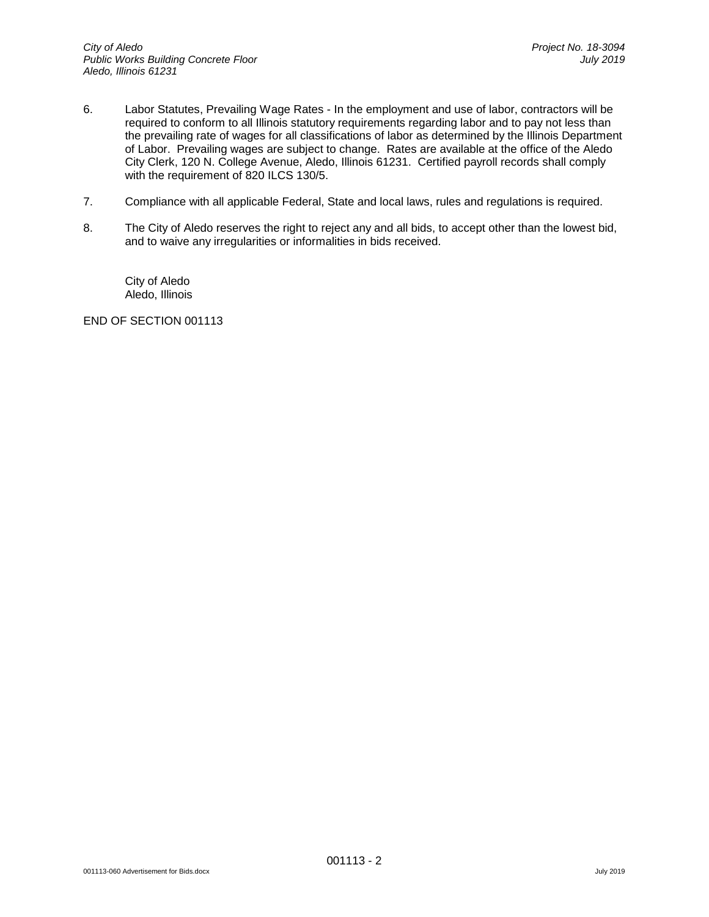6. Labor Statutes, Prevailing Wage Rates - In the employment and use of labor, contractors will be required to conform to all Illinois statutory requirements regarding labor and to pay not less than the prevailing rate of wages for all classifications of labor as determined by the Illinois Department of Labor. Prevailing wages are subject to change. Rates are available at the office of the Aledo City Clerk, 120 N. College Avenue, Aledo, Illinois 61231. Certified payroll records shall comply with the requirement of 820 ILCS 130/5.

7. Compliance with all applicable Federal, State and local laws, rules and regulations is required.

8. The City of Aledo reserves the right to reject any and all bids, to accept other than the lowest bid, and to waive any irregularities or informalities in bids received.

City of Aledo
Aledo, Illinois

END OF SECTION 001113